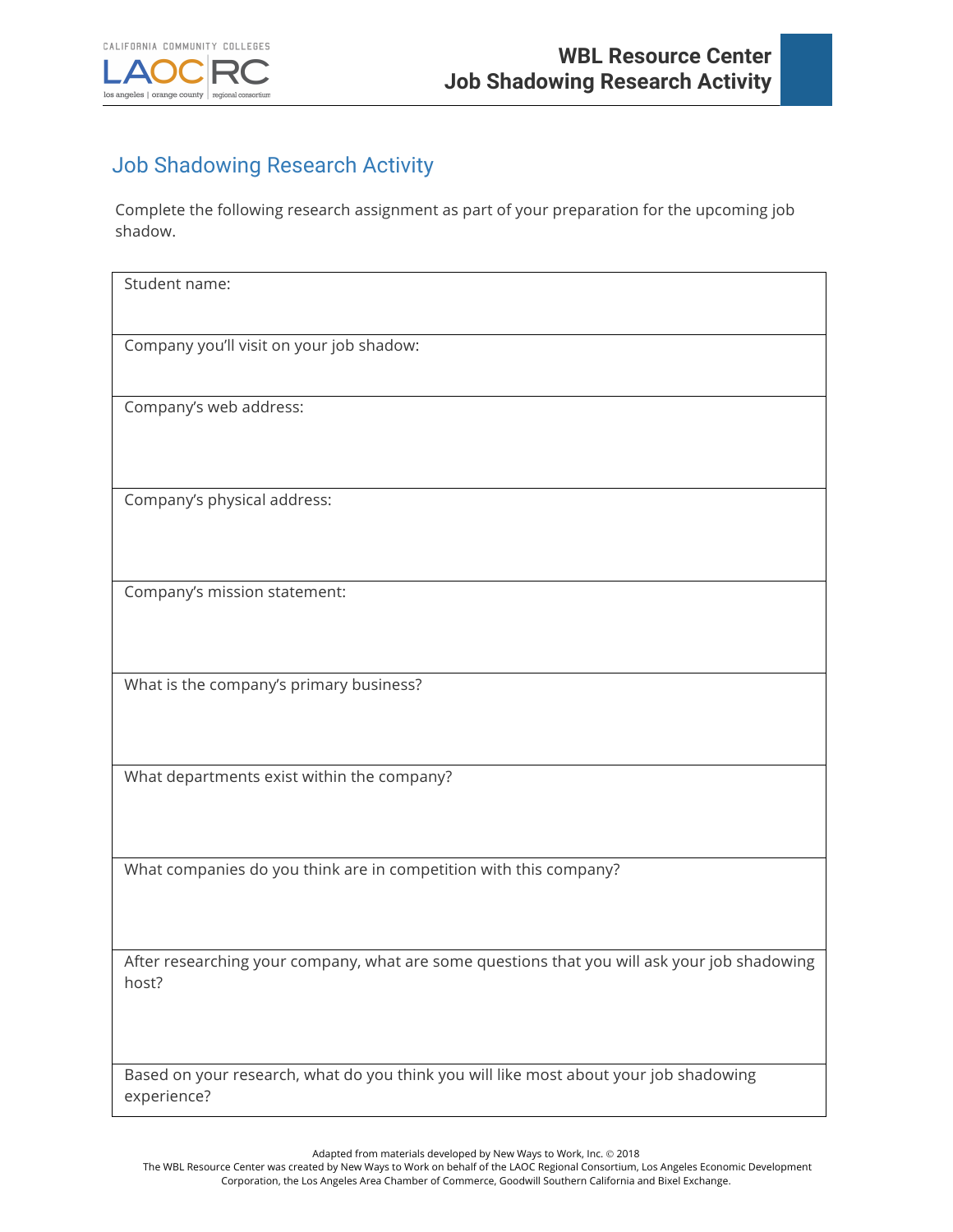# Job Shadowing Research Activity

Complete the following research assignment as part of your preparation for the upcoming job shadow.

| Student name: |
|---|
| Company you'll visit on your job shadow: |
| Company's web address: |
| Company's physical address: |
| Company's mission statement: |
| What is the company's primary business? |
| What departments exist within the company? |
| What companies do you think are in competition with this company? |
| After researching your company, what are some questions that you will ask your job shadowing host? |
| Based on your research, what do you think you will like most about your job shadowing experience? |

Adapted from materials developed by New Ways to Work, Inc. © 2018

The WBL Resource Center was created by New Ways to Work on behalf of the LAOC Regional Consortium, Los Angeles Economic Development Corporation, the Los Angeles Area Chamber of Commerce, Goodwill Southern California and Bixel Exchange.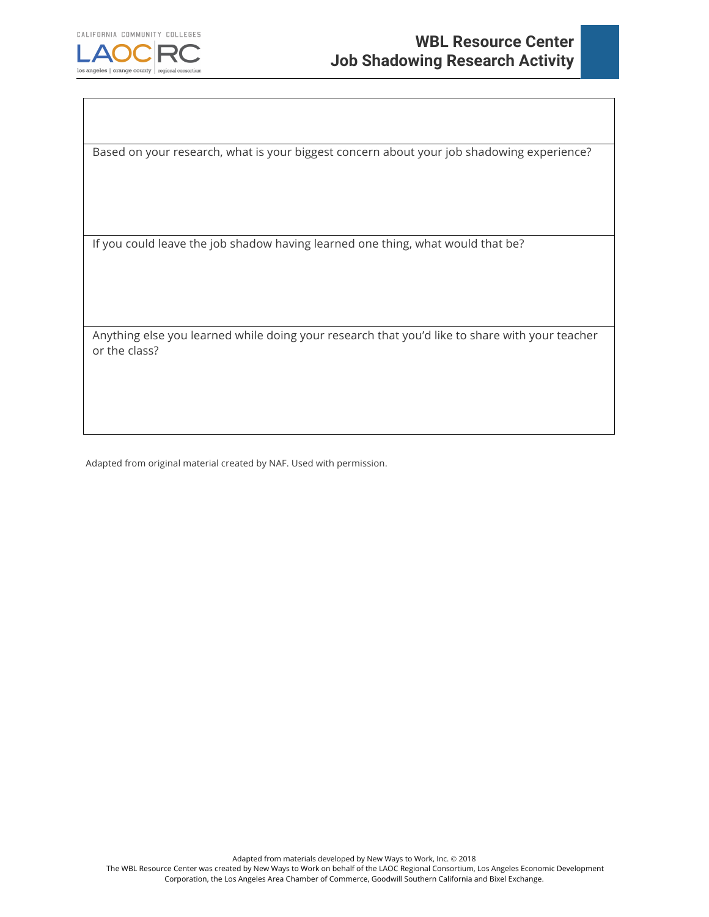| |
|---|
| |
| Based on your research, what is your biggest concern about your job shadowing experience? |
| If you could leave the job shadow having learned one thing, what would that be? |
| Anything else you learned while doing your research that you'd like to share with your teacher or the class? |

Adapted from original material created by NAF. Used with permission.